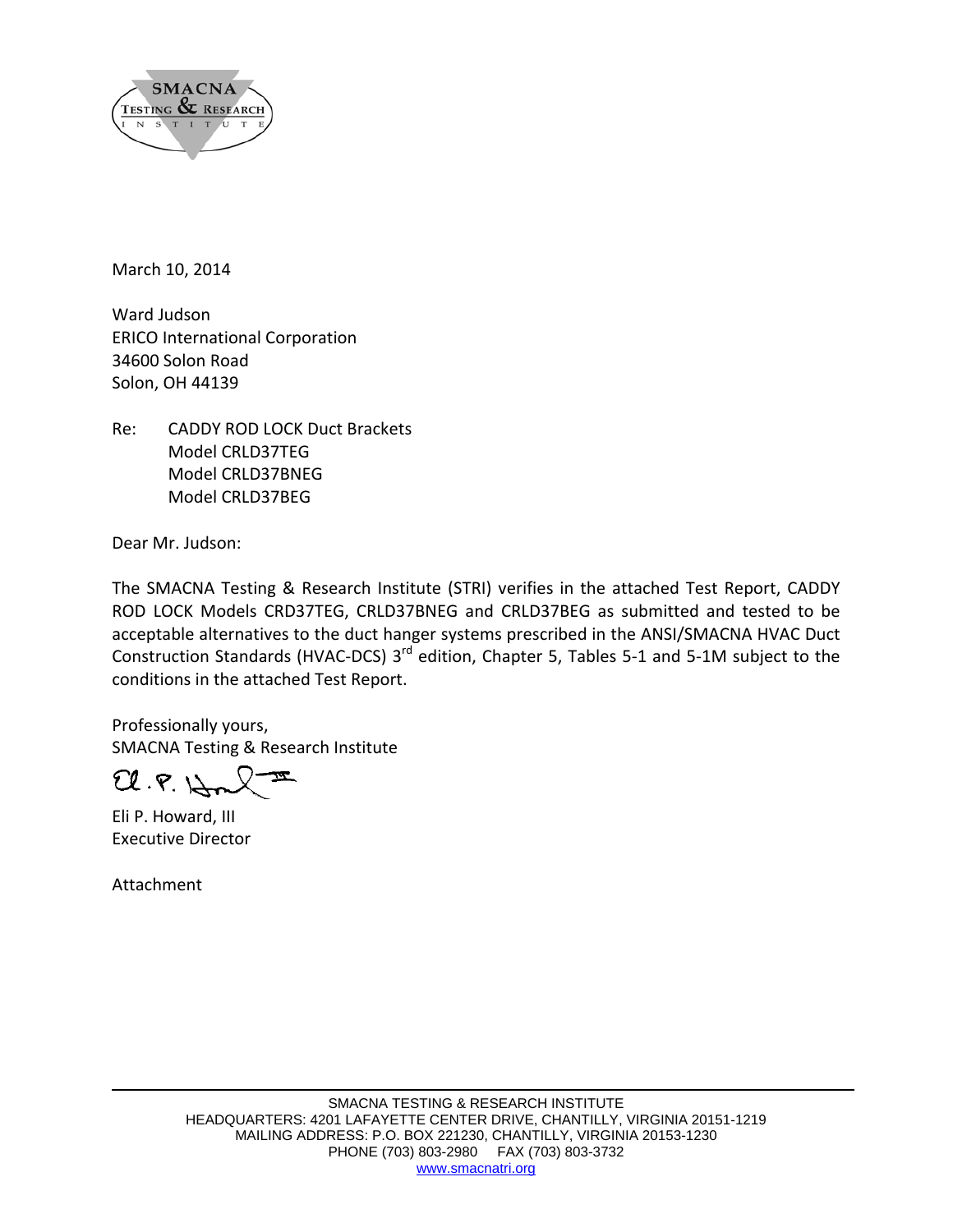SMACNA TESTING & RESEARCH INSTITUTE

March 10, 2014

Ward Judson
ERICO International Corporation
34600 Solon Road
Solon, OH 44139

Re: CADDY ROD LOCK Duct Brackets
Model CRLD37TEG
Model CRLD37BNEG
Model CRLD37BEG

Dear Mr. Judson:

The SMACNA Testing & Research Institute (STRI) verifies in the attached Test Report, CADDY ROD LOCK Models CRD37TEG, CRLD37BNEG and CRLD37BEG as submitted and tested to be acceptable alternatives to the duct hanger systems prescribed in the ANSI/SMACNA HVAC Duct Construction Standards (HVAC-DCS) 3rd edition, Chapter 5, Tables 5-1 and 5-1M subject to the conditions in the attached Test Report.

Professionally yours,
SMACNA Testing & Research Institute

Eli P. Howard, III
Executive Director

Attachment

SMACNA TESTING & RESEARCH INSTITUTE
HEADQUARTERS: 4201 LAFAYETTE CENTER DRIVE, CHANTILLY, VIRGINIA 20151-1219
MAILING ADDRESS: P.O. BOX 221230, CHANTILLY, VIRGINIA 20153-1230
PHONE (703) 803-2980 FAX (703) 803-3732
www.smacnatri.org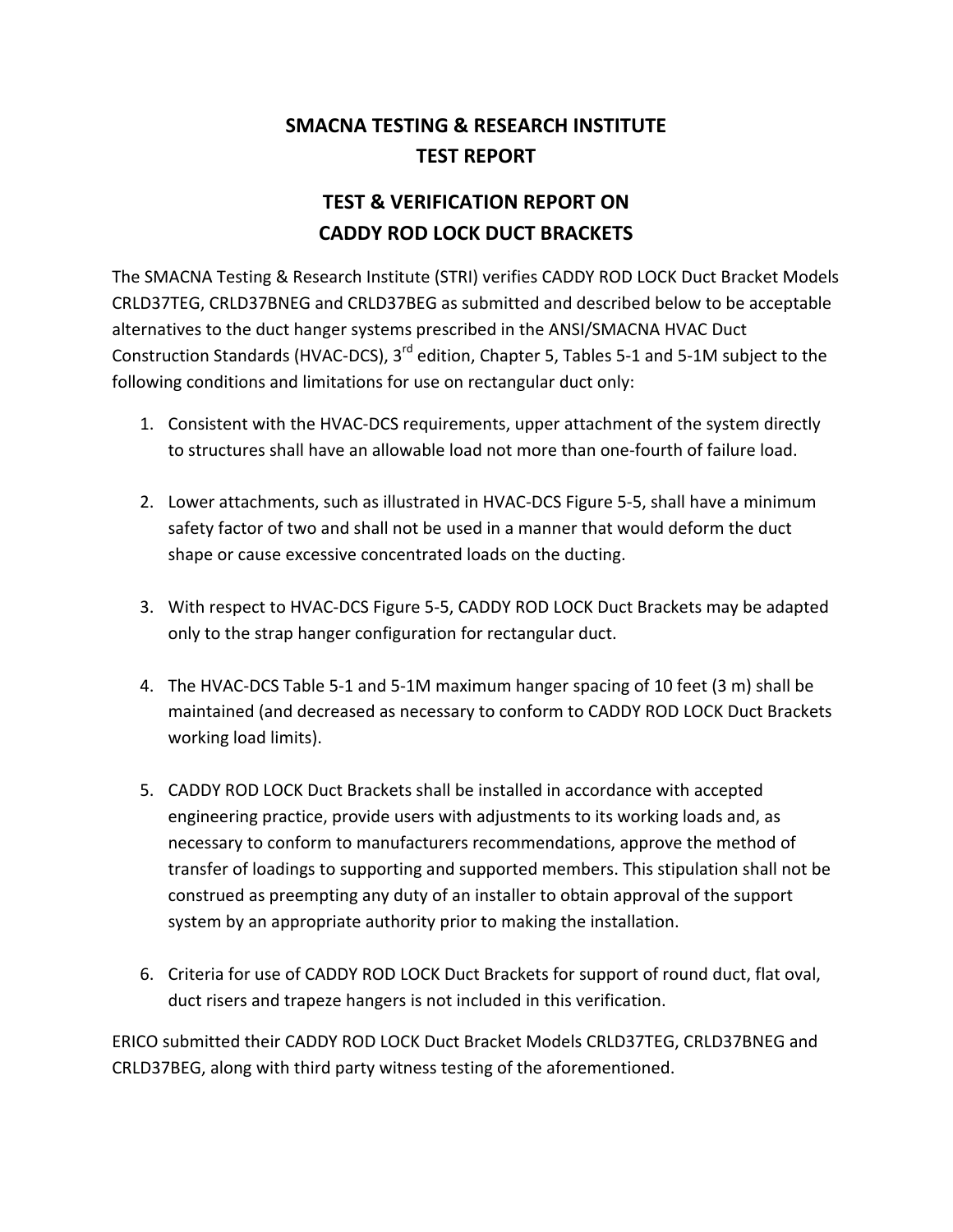# SMACNA TESTING & RESEARCH INSTITUTE
# TEST REPORT

## TEST & VERIFICATION REPORT ON
## CADDY ROD LOCK DUCT BRACKETS

The SMACNA Testing & Research Institute (STRI) verifies CADDY ROD LOCK Duct Bracket Models CRLD37TEG, CRLD37BNEG and CRLD37BEG as submitted and described below to be acceptable alternatives to the duct hanger systems prescribed in the ANSI/SMACNA HVAC Duct Construction Standards (HVAC-DCS), 3rd edition, Chapter 5, Tables 5-1 and 5-1M subject to the following conditions and limitations for use on rectangular duct only:

1. Consistent with the HVAC-DCS requirements, upper attachment of the system directly to structures shall have an allowable load not more than one-fourth of failure load.

2. Lower attachments, such as illustrated in HVAC-DCS Figure 5-5, shall have a minimum safety factor of two and shall not be used in a manner that would deform the duct shape or cause excessive concentrated loads on the ducting.

3. With respect to HVAC-DCS Figure 5-5, CADDY ROD LOCK Duct Brackets may be adapted only to the strap hanger configuration for rectangular duct.

4. The HVAC-DCS Table 5-1 and 5-1M maximum hanger spacing of 10 feet (3 m) shall be maintained (and decreased as necessary to conform to CADDY ROD LOCK Duct Brackets working load limits).

5. CADDY ROD LOCK Duct Brackets shall be installed in accordance with accepted engineering practice, provide users with adjustments to its working loads and, as necessary to conform to manufacturers recommendations, approve the method of transfer of loadings to supporting and supported members. This stipulation shall not be construed as preempting any duty of an installer to obtain approval of the support system by an appropriate authority prior to making the installation.

6. Criteria for use of CADDY ROD LOCK Duct Brackets for support of round duct, flat oval, duct risers and trapeze hangers is not included in this verification.

ERICO submitted their CADDY ROD LOCK Duct Bracket Models CRLD37TEG, CRLD37BNEG and CRLD37BEG, along with third party witness testing of the aforementioned.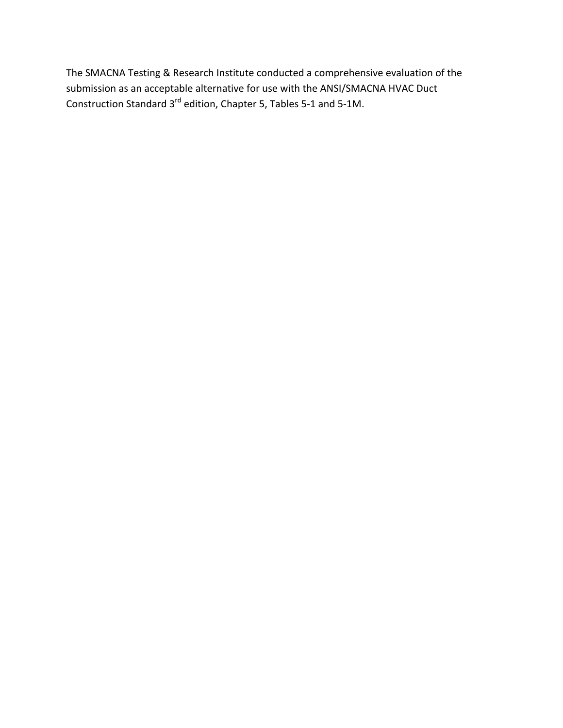The SMACNA Testing & Research Institute conducted a comprehensive evaluation of the submission as an acceptable alternative for use with the ANSI/SMACNA HVAC Duct Construction Standard 3rd edition, Chapter 5, Tables 5-1 and 5-1M.